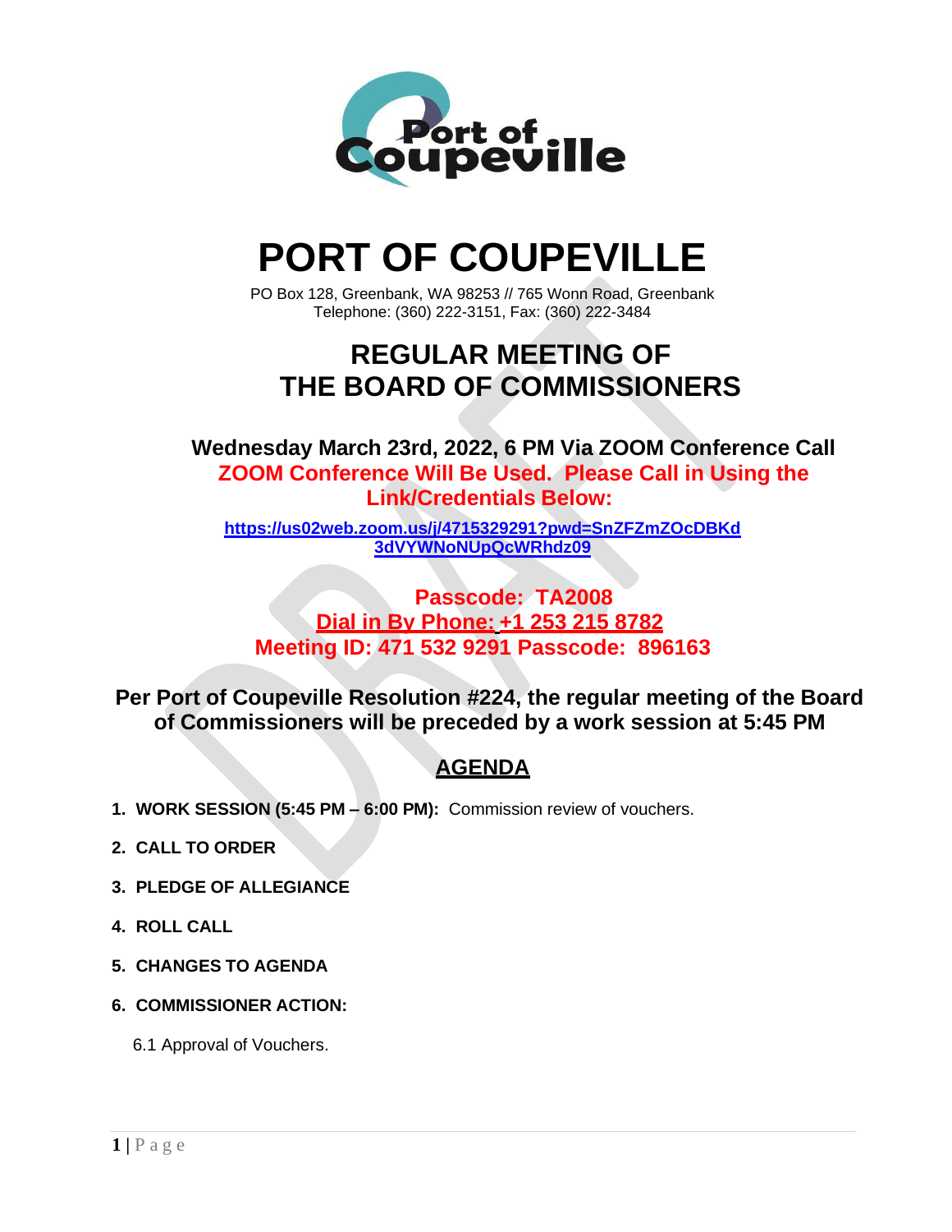# PORT OF COUPEVILLE

PO Box 128, Greenbank, WA 98253 // 765 Wonn Road, Greenbank
Telephone: (360) 222-3151, Fax: (360) 222-3484

## REGULAR MEETING OF THE BOARD OF COMMISSIONERS

**Wednesday March 23rd, 2022, 6 PM Via ZOOM Conference Call**

**ZOOM Conference Will Be Used. Please Call in Using the Link/Credentials Below:**

**https://us02web.zoom.us/j/4715329291?pwd=SnZFZmZOcDBKd3dVYWNoNUpQcWRhdz09**

**Passcode: TA2008**

**Dial in By Phone: +1 253 215 8782**

**Meeting ID: 471 532 9291 Passcode: 896163**

**Per Port of Coupeville Resolution #224, the regular meeting of the Board of Commissioners will be preceded by a work session at 5:45 PM**

## AGENDA

1. **WORK SESSION (5:45 PM – 6:00 PM):** Commission review of vouchers.
2. **CALL TO ORDER**
3. **PLEDGE OF ALLEGIANCE**
4. **ROLL CALL**
5. **CHANGES TO AGENDA**
6. **COMMISSIONER ACTION:**

   6.1 Approval of Vouchers.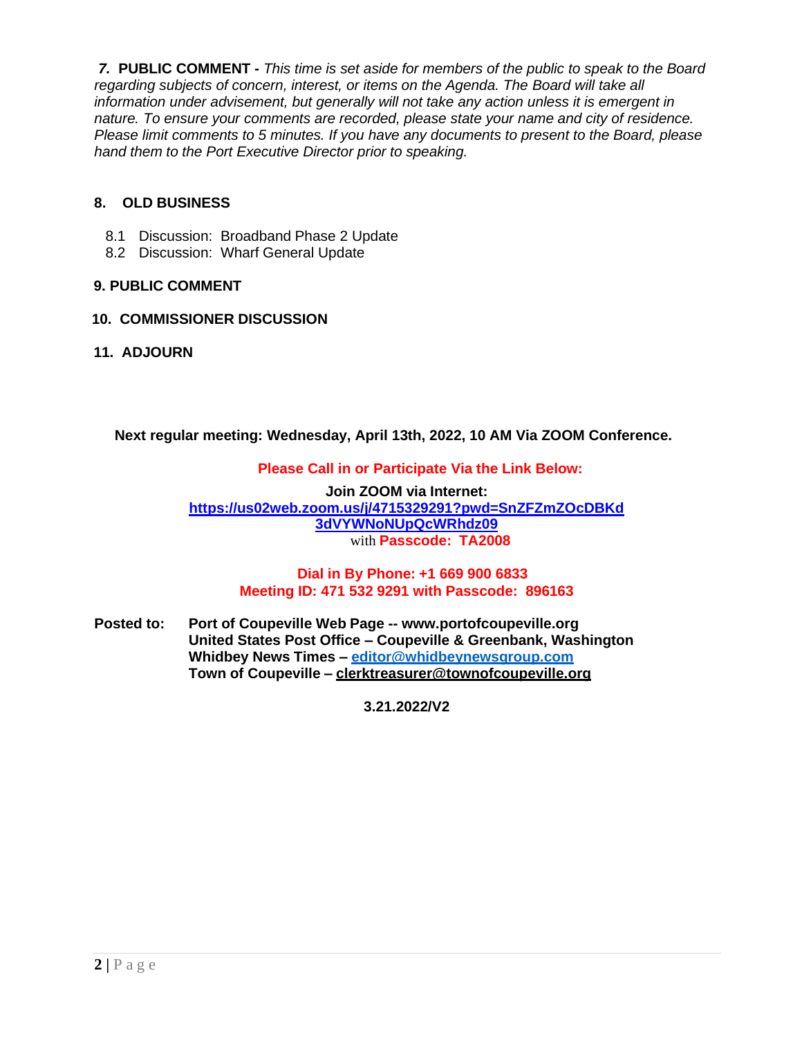***7.*** **PUBLIC COMMENT -** *This time is set aside for members of the public to speak to the Board regarding subjects of concern, interest, or items on the Agenda. The Board will take all information under advisement, but generally will not take any action unless it is emergent in nature. To ensure your comments are recorded, please state your name and city of residence. Please limit comments to 5 minutes. If you have any documents to present to the Board, please hand them to the Port Executive Director prior to speaking.*

**8. OLD BUSINESS**

8.1 Discussion: Broadband Phase 2 Update
8.2 Discussion: Wharf General Update

**9. PUBLIC COMMENT**

**10. COMMISSIONER DISCUSSION**

**11. ADJOURN**

**Next regular meeting: Wednesday, April 13th, 2022, 10 AM Via ZOOM Conference.**

**Please Call in or Participate Via the Link Below:**

**Join ZOOM via Internet:**
**https://us02web.zoom.us/j/4715329291?pwd=SnZFZmZOcDBKd3dVYWNoNUpQcWRhdz09**
with **Passcode: TA2008**

**Dial in By Phone: +1 669 900 6833**
**Meeting ID: 471 532 9291 with Passcode: 896163**

**Posted to:** **Port of Coupeville Web Page -- www.portofcoupeville.org**
**United States Post Office – Coupeville & Greenbank, Washington**
**Whidbey News Times – editor@whidbeynewsgroup.com**
**Town of Coupeville – clerktreasurer@townofcoupeville.org**

**3.21.2022/V2**